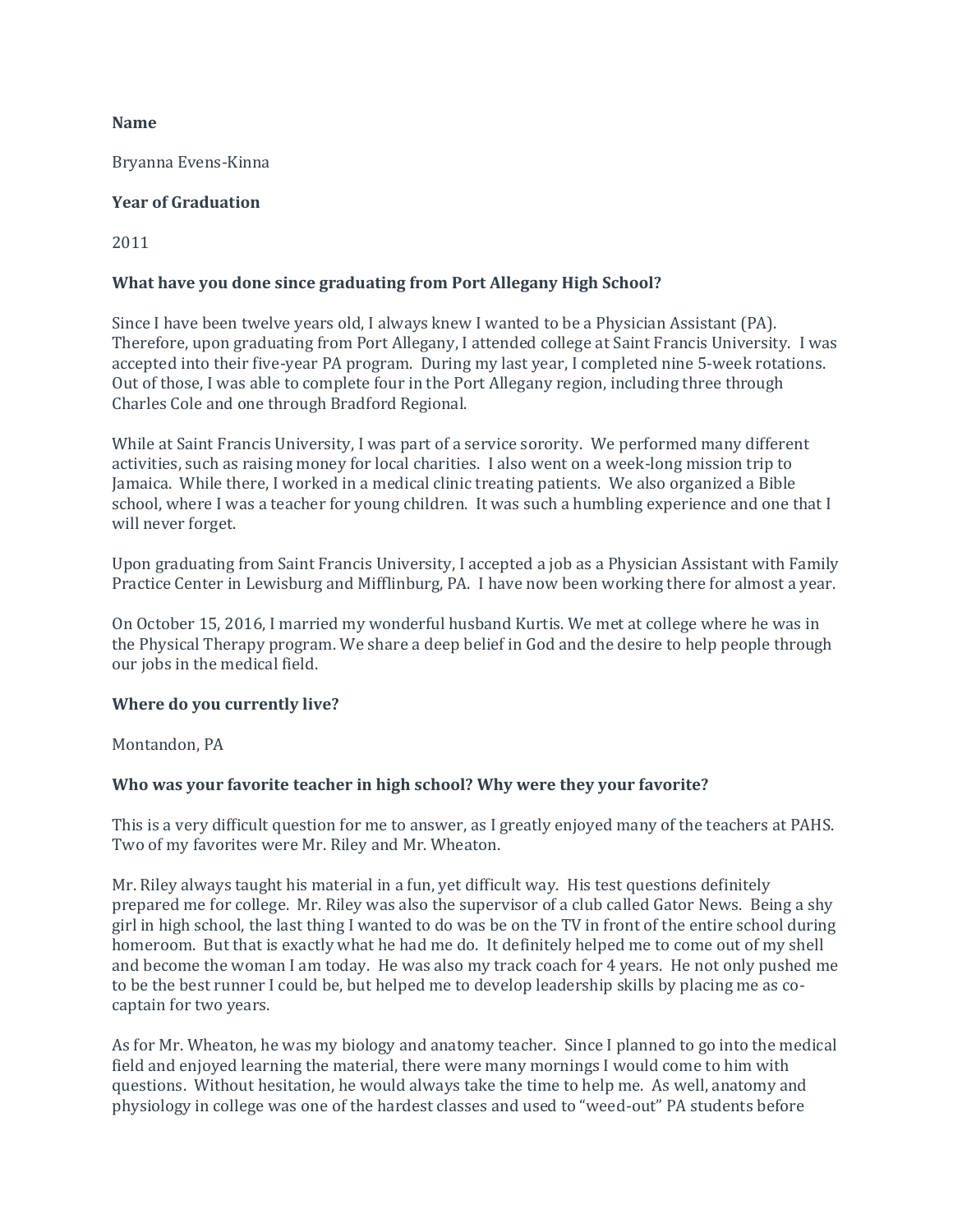**Name**

Bryanna Evens-Kinna

**Year of Graduation**

2011

**What have you done since graduating from Port Allegany High School?**

Since I have been twelve years old, I always knew I wanted to be a Physician Assistant (PA). Therefore, upon graduating from Port Allegany, I attended college at Saint Francis University. I was accepted into their five-year PA program. During my last year, I completed nine 5-week rotations. Out of those, I was able to complete four in the Port Allegany region, including three through Charles Cole and one through Bradford Regional.

While at Saint Francis University, I was part of a service sorority. We performed many different activities, such as raising money for local charities. I also went on a week-long mission trip to Jamaica. While there, I worked in a medical clinic treating patients. We also organized a Bible school, where I was a teacher for young children. It was such a humbling experience and one that I will never forget.

Upon graduating from Saint Francis University, I accepted a job as a Physician Assistant with Family Practice Center in Lewisburg and Mifflinburg, PA. I have now been working there for almost a year.

On October 15, 2016, I married my wonderful husband Kurtis. We met at college where he was in the Physical Therapy program. We share a deep belief in God and the desire to help people through our jobs in the medical field.

**Where do you currently live?**

Montandon, PA

**Who was your favorite teacher in high school? Why were they your favorite?**

This is a very difficult question for me to answer, as I greatly enjoyed many of the teachers at PAHS. Two of my favorites were Mr. Riley and Mr. Wheaton.

Mr. Riley always taught his material in a fun, yet difficult way. His test questions definitely prepared me for college. Mr. Riley was also the supervisor of a club called Gator News. Being a shy girl in high school, the last thing I wanted to do was be on the TV in front of the entire school during homeroom. But that is exactly what he had me do. It definitely helped me to come out of my shell and become the woman I am today. He was also my track coach for 4 years. He not only pushed me to be the best runner I could be, but helped me to develop leadership skills by placing me as co-captain for two years.

As for Mr. Wheaton, he was my biology and anatomy teacher. Since I planned to go into the medical field and enjoyed learning the material, there were many mornings I would come to him with questions. Without hesitation, he would always take the time to help me. As well, anatomy and physiology in college was one of the hardest classes and used to "weed-out" PA students before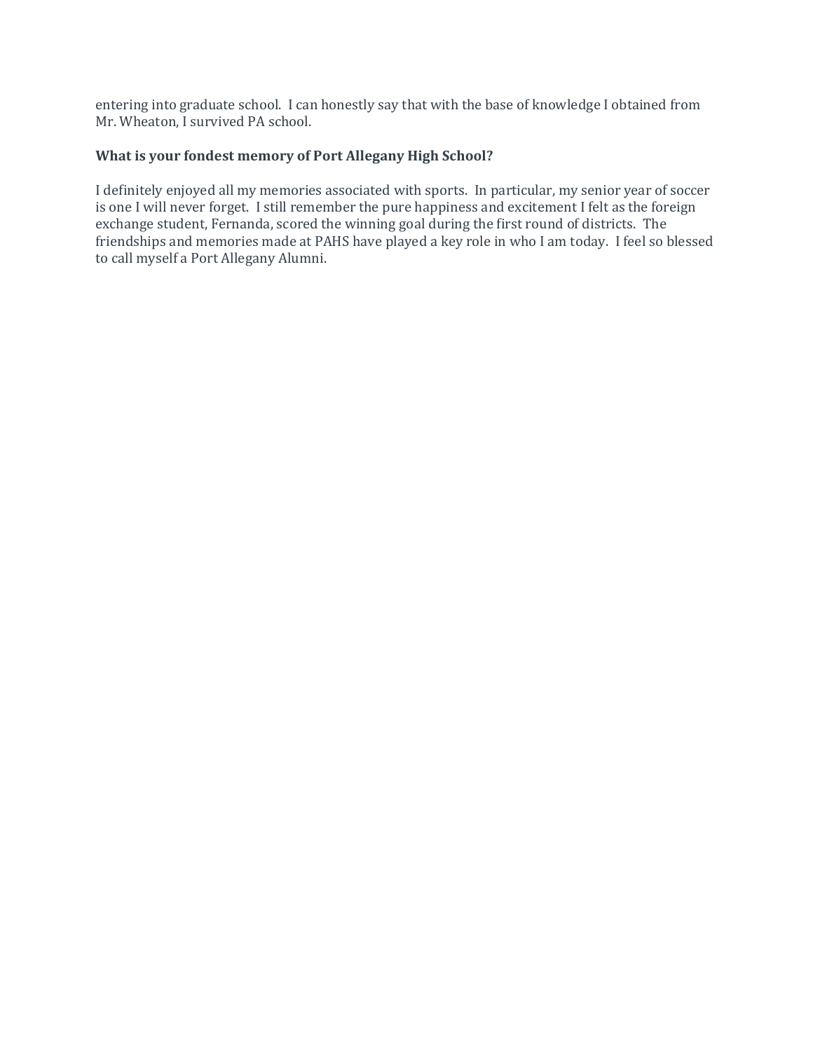entering into graduate school. I can honestly say that with the base of knowledge I obtained from Mr. Wheaton, I survived PA school.

**What is your fondest memory of Port Allegany High School?**

I definitely enjoyed all my memories associated with sports. In particular, my senior year of soccer is one I will never forget. I still remember the pure happiness and excitement I felt as the foreign exchange student, Fernanda, scored the winning goal during the first round of districts. The friendships and memories made at PAHS have played a key role in who I am today. I feel so blessed to call myself a Port Allegany Alumni.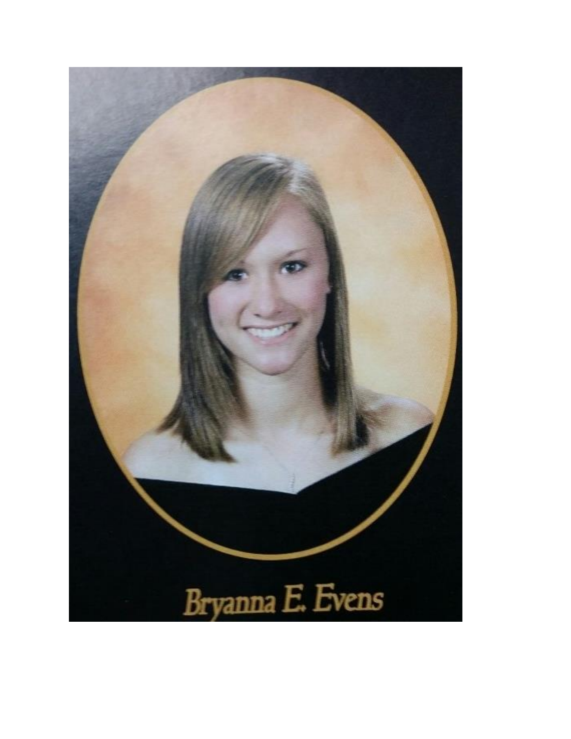Bryanna E. Evens